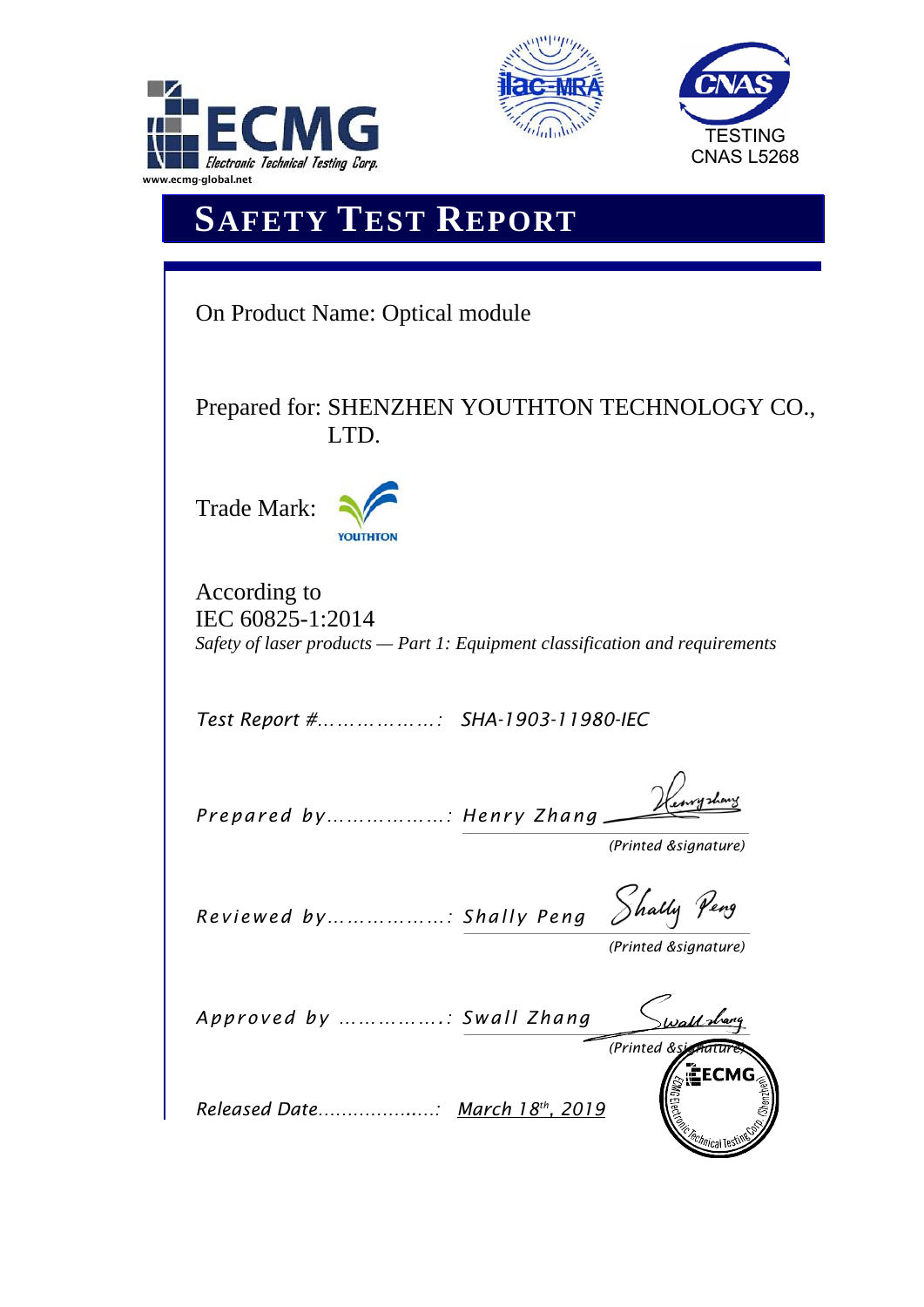ECMG
Electronic Technical Testing Corp.
www.ecmg-global.net

TESTING
CNAS L5268

# SAFETY TEST REPORT

On Product Name: Optical module

Prepared for: SHENZHEN YOUTHTON TECHNOLOGY CO., LTD.

Trade Mark: YOUTHTON

According to
IEC 60825-1:2014
*Safety of laser products — Part 1: Equipment classification and requirements*

*Test Report #..................: SHA-1903-11980-IEC*

*Prepared by..................: Henry Zhang* (Printed &signature)

*Reviewed by..................: Shally Peng* (Printed &signature)

*Approved by ................: Swall Zhang* (Printed &signature)

*Released Date....................: March 18th, 2019*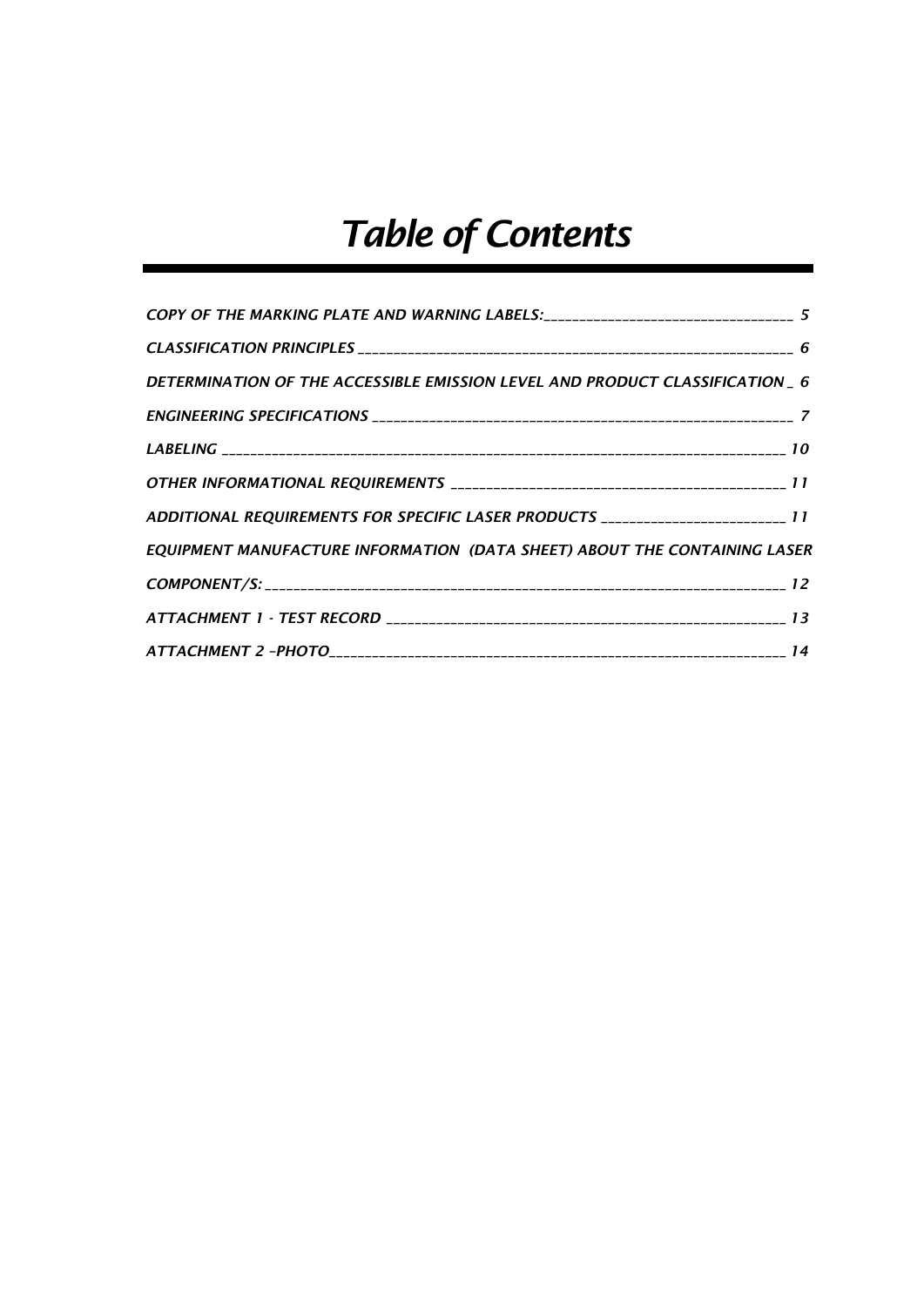# *Table of Contents*

*COPY OF THE MARKING PLATE AND WARNING LABELS:___________________________________ 5*

*CLASSIFICATION PRINCIPLES ___________________________________________________________ 6*

*DETERMINATION OF THE ACCESSIBLE EMISSION LEVEL AND PRODUCT CLASSIFICATION _ 6*

*ENGINEERING SPECIFICATIONS _______________________________________________________ 7*

*LABELING ___________________________________________________________________________ 10*

*OTHER INFORMATIONAL REQUIREMENTS ____________________________________________ 11*

*ADDITIONAL REQUIREMENTS FOR SPECIFIC LASER PRODUCTS _______________________ 11*

*EQUIPMENT MANUFACTURE INFORMATION (DATA SHEET) ABOUT THE CONTAINING LASER COMPONENT/S: _____________________________________________________________________ 12*

*ATTACHMENT 1 - TEST RECORD ____________________________________________________ 13*

*ATTACHMENT 2 –PHOTO_____________________________________________________________ 14*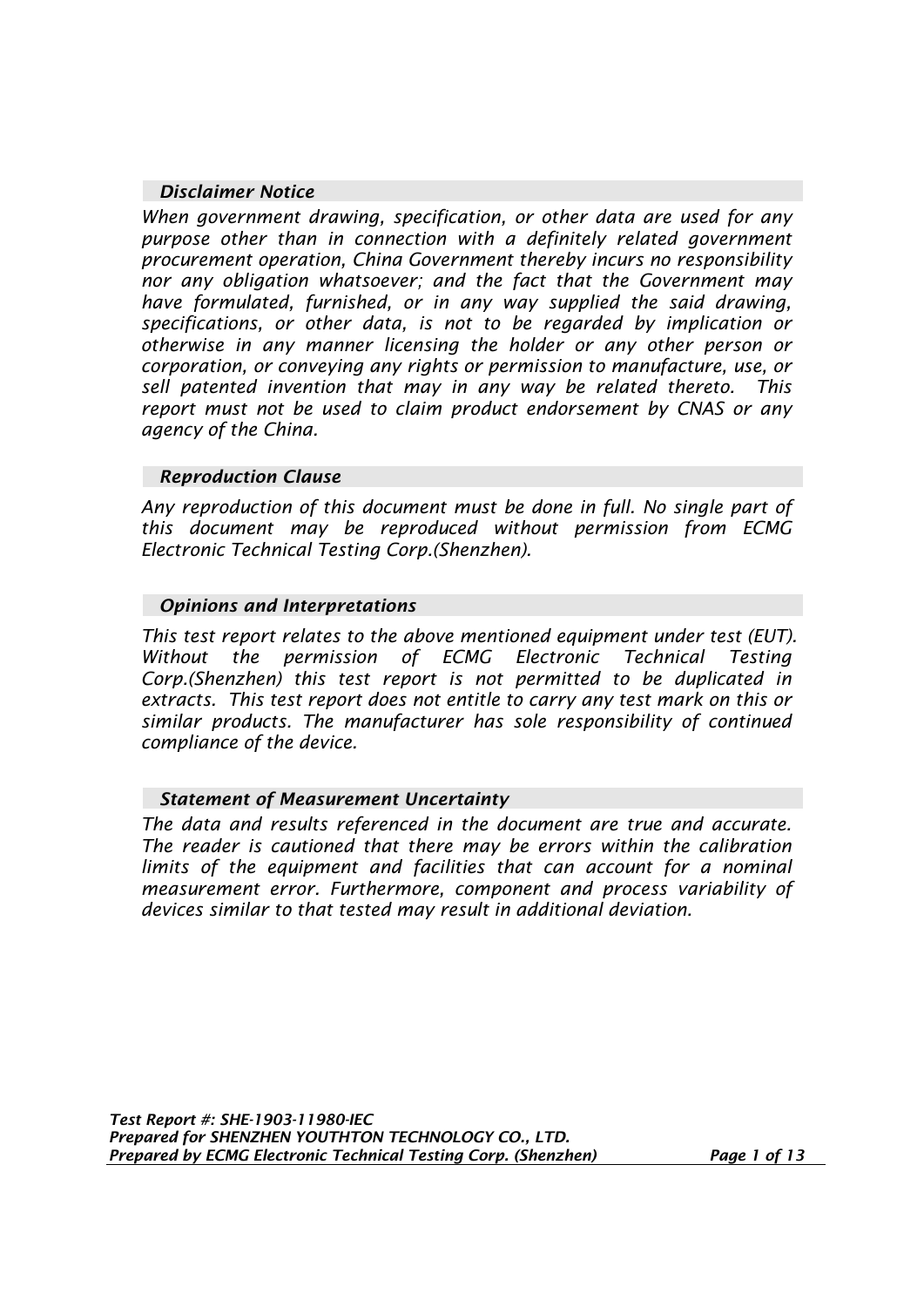### *Disclaimer Notice*

*When government drawing, specification, or other data are used for any purpose other than in connection with a definitely related government procurement operation, China Government thereby incurs no responsibility nor any obligation whatsoever; and the fact that the Government may have formulated, furnished, or in any way supplied the said drawing, specifications, or other data, is not to be regarded by implication or otherwise in any manner licensing the holder or any other person or corporation, or conveying any rights or permission to manufacture, use, or sell patented invention that may in any way be related thereto. This report must not be used to claim product endorsement by CNAS or any agency of the China.*

### *Reproduction Clause*

*Any reproduction of this document must be done in full. No single part of this document may be reproduced without permission from ECMG Electronic Technical Testing Corp.(Shenzhen).*

### *Opinions and Interpretations*

*This test report relates to the above mentioned equipment under test (EUT). Without the permission of ECMG Electronic Technical Testing Corp.(Shenzhen) this test report is not permitted to be duplicated in extracts. This test report does not entitle to carry any test mark on this or similar products. The manufacturer has sole responsibility of continued compliance of the device.*

### *Statement of Measurement Uncertainty*

*The data and results referenced in the document are true and accurate. The reader is cautioned that there may be errors within the calibration limits of the equipment and facilities that can account for a nominal measurement error. Furthermore, component and process variability of devices similar to that tested may result in additional deviation.*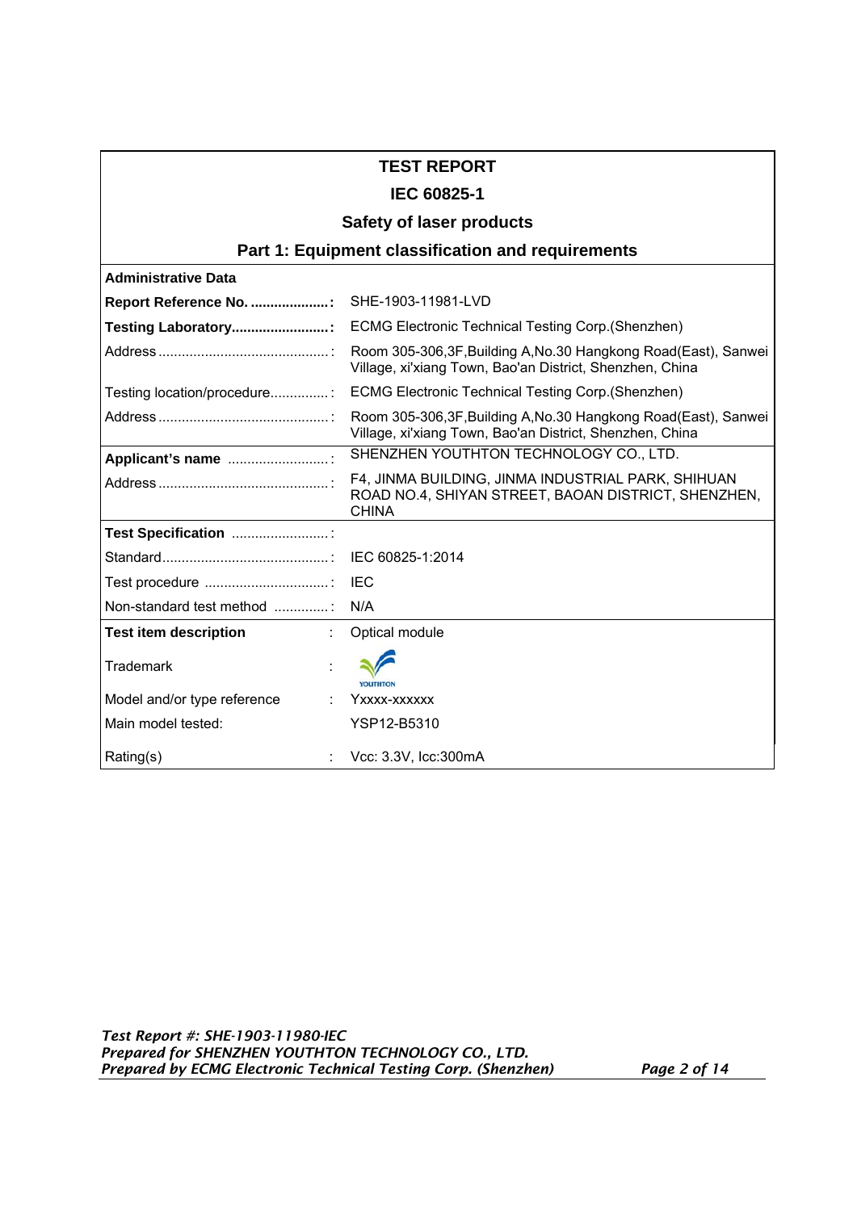# TEST REPORT

## IEC 60825-1

### Safety of laser products

### Part 1: Equipment classification and requirements

| **Administrative Data** | |
|---|---|
| **Report Reference No. ....................:** | SHE-1903-11981-LVD |
| **Testing Laboratory.........................:** | ECMG Electronic Technical Testing Corp.(Shenzhen) |
| Address ............................................: | Room 305-306,3F,Building A,No.30 Hangkong Road(East), Sanwei Village, xi'xiang Town, Bao'an District, Shenzhen, China |
| Testing location/procedure...............: | ECMG Electronic Technical Testing Corp.(Shenzhen) |
| Address ............................................: | Room 305-306,3F,Building A,No.30 Hangkong Road(East), Sanwei Village, xi'xiang Town, Bao'an District, Shenzhen, China |
| **Applicant's name** ..........................: | SHENZHEN YOUTHTON TECHNOLOGY CO., LTD. |
| Address ............................................: | F4, JINMA BUILDING, JINMA INDUSTRIAL PARK, SHIHUAN ROAD NO.4, SHIYAN STREET, BAOAN DISTRICT, SHENZHEN, CHINA |
| **Test Specification** .........................: | |
| Standard...........................................: | IEC 60825-1:2014 |
| Test procedure ................................: | IEC |
| Non-standard test method ..............: | N/A |
| **Test item description** : | Optical module |
| Trademark : | YOUTHTON |
| Model and/or type reference : | Yxxxx-xxxxxx |
| Main model tested: | YSP12-B5310 |
| Rating(s) : | Vcc: 3.3V, Icc:300mA |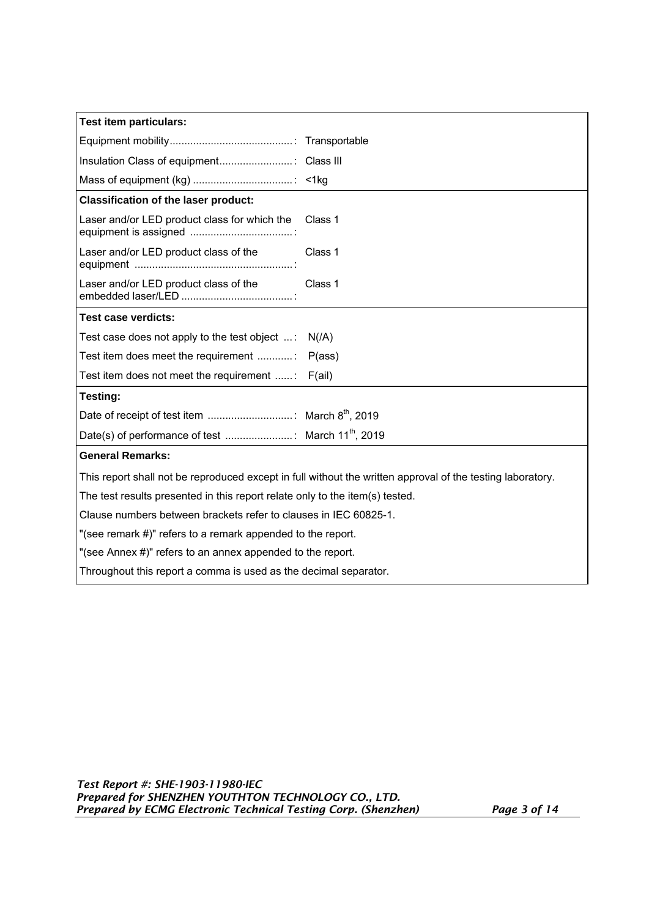| Test item particulars: | |
| --- | --- |
| Equipment mobility.........................................: | Transportable |
| Insulation Class of equipment.........................: | Class III |
| Mass of equipment (kg) ..................................: | <1kg |
| **Classification of the laser product:** | |
| Laser and/or LED product class for which the equipment is assigned ..................................: | Class 1 |
| Laser and/or LED product class of the equipment .....................................................: | Class 1 |
| Laser and/or LED product class of the embedded laser/LED ......................................: | Class 1 |
| **Test case verdicts:** | |
| Test case does not apply to the test object ...: | N(/A) |
| Test item does meet the requirement ............: | P(ass) |
| Test item does not meet the requirement ......: | F(ail) |
| **Testing:** | |
| Date of receipt of test item ............................: | March 8th, 2019 |
| Date(s) of performance of test .......................: | March 11th, 2019 |
| **General Remarks:** | |

This report shall not be reproduced except in full without the written approval of the testing laboratory.

The test results presented in this report relate only to the item(s) tested.

Clause numbers between brackets refer to clauses in IEC 60825-1.

"(see remark #)" refers to a remark appended to the report.

"(see Annex #)" refers to an annex appended to the report.

Throughout this report a comma is used as the decimal separator.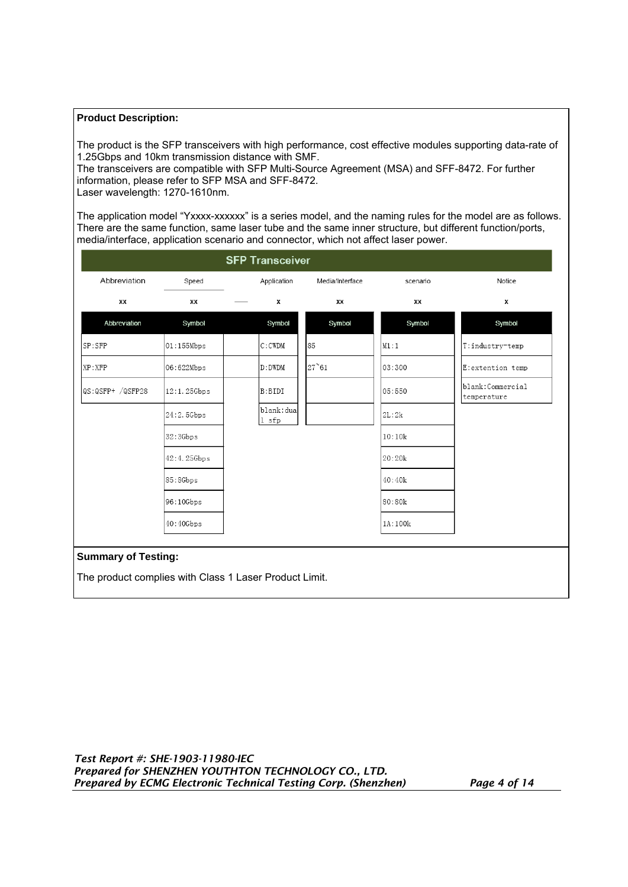**Product Description:**

The product is the SFP transceivers with high performance, cost effective modules supporting data-rate of 1.25Gbps and 10km transmission distance with SMF.
The transceivers are compatible with SFP Multi-Source Agreement (MSA) and SFF-8472. For further information, please refer to SFP MSA and SFF-8472.
Laser wavelength: 1270-1610nm.

The application model "Yxxxx-xxxxxx" is a series model, and the naming rules for the model are as follows. There are the same function, same laser tube and the same inner structure, but different function/ports, media/interface, application scenario and connector, which not affect laser power.

| SFP Transceiver | | | | | |
|---|---|---|---|---|---|
| Abbreviation | Speed | Application | Media/Interface | scenario | Notice |
| xx | xx | x | xx | xx | x |
| Abbreviation | Symbol | Symbol | Symbol | Symbol | Symbol |
| SP:SFP | 01:155Mbps | C:CWDM | 85 | M1:1 | T:industry-temp |
| XP:XFP | 06:622Mbps | D:DWDM | 27`61 | 03:300 | E:extention temp |
| QS:QSFP+ /QSFP28 | 12:1.25Gbps | B:BIDI | | 05:550 | blank:Commercial temperature |
| | 24:2.5Gbps | blank:dual sfp | | 2L:2k | |
| | 32:3Gbps | | | 10:10k | |
| | 42:4.25Gbps | | | 20:20k | |
| | 85:8Gbps | | | 40:40k | |
| | 96:10Gbps | | | 80:80k | |
| | 40:40Gbps | | | 1A:100k | |

**Summary of Testing:**

The product complies with Class 1 Laser Product Limit.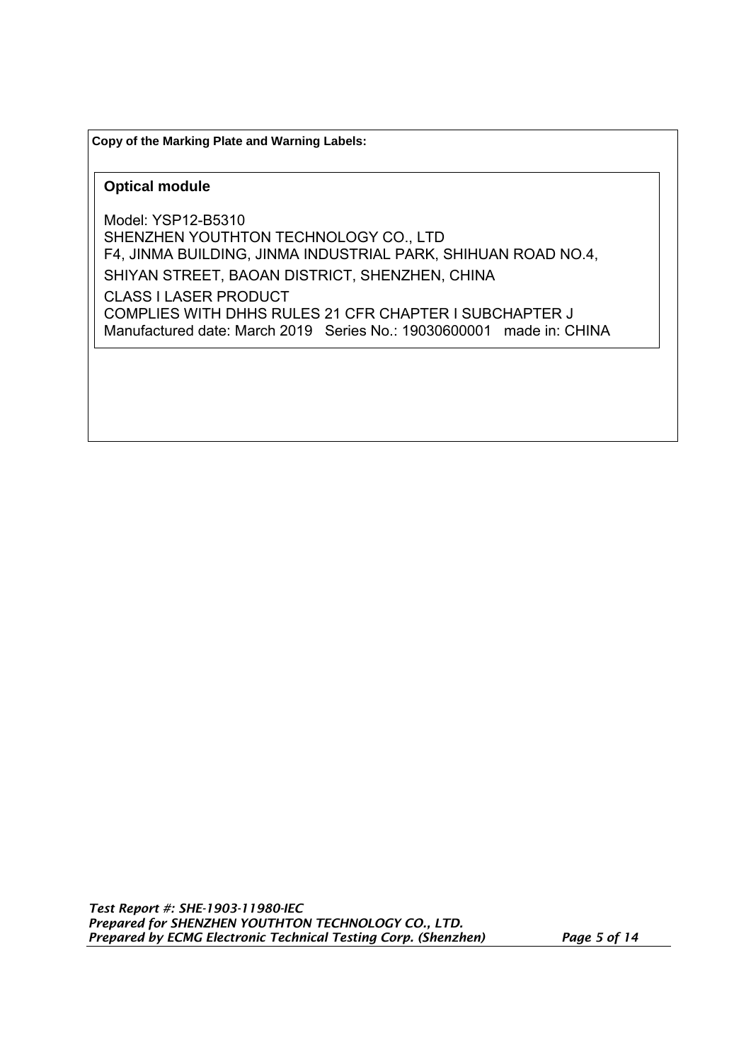**Copy of the Marking Plate and Warning Labels:**

**Optical module**

Model: YSP12-B5310
SHENZHEN YOUTHTON TECHNOLOGY CO., LTD
F4, JINMA BUILDING, JINMA INDUSTRIAL PARK, SHIHUAN ROAD NO.4,
SHIYAN STREET, BAOAN DISTRICT, SHENZHEN, CHINA
CLASS I LASER PRODUCT
COMPLIES WITH DHHS RULES 21 CFR CHAPTER I SUBCHAPTER J
Manufactured date: March 2019 Series No.: 19030600001 made in: CHINA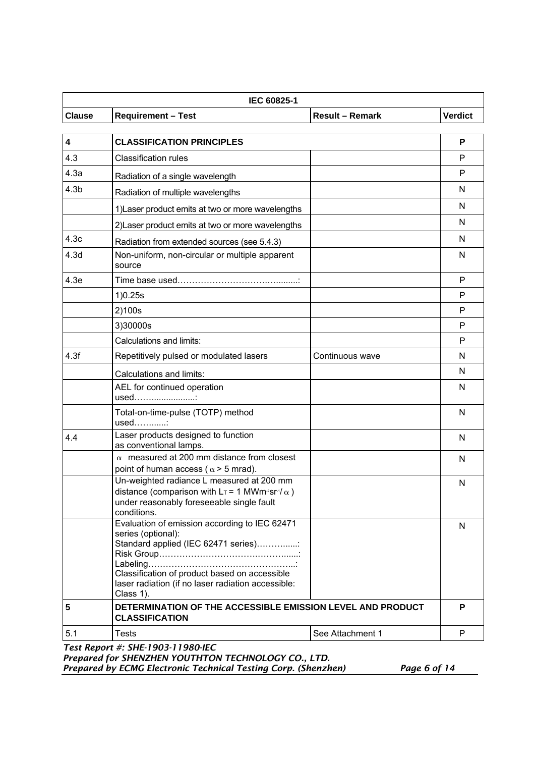| IEC 60825-1 | | | |
|---|---|---|---|
| Clause | Requirement – Test | Result – Remark | Verdict |
| **4** | **CLASSIFICATION PRINCIPLES** | | **P** |
| 4.3 | Classification rules | | P |
| 4.3a | Radiation of a single wavelength | | P |
| 4.3b | Radiation of multiple wavelengths | | N |
| | 1)Laser product emits at two or more wavelengths | | N |
| | 2)Laser product emits at two or more wavelengths | | N |
| 4.3c | Radiation from extended sources (see 5.4.3) | | N |
| 4.3d | Non-uniform, non-circular or multiple apparent source | | N |
| 4.3e | Time base used……………………………….........: | | P |
| | 1)0.25s | | P |
| | 2)100s | | P |
| | 3)30000s | | P |
| | Calculations and limits: | | P |
| 4.3f | Repetitively pulsed or modulated lasers | Continuous wave | N |
| | Calculations and limits: | | N |
| | AEL for continued operation used……..................: | | N |
| | Total-on-time-pulse (TOTP) method used……......: | | N |
| 4.4 | Laser products designed to function as conventional lamps. | | N |
| | $\alpha$ measured at 200 mm distance from closest point of human access ( $\alpha$ > 5 mrad). | | N |
| | Un-weighted radiance L measured at 200 mm distance (comparison with $L_T$ = 1 $MWm^{-2}sr^{-1}/\alpha$ ) under reasonably foreseeable single fault conditions. | | N |
| | Evaluation of emission according to IEC 62471 series (optional): Standard applied (IEC 62471 series)…………......: Risk Group…………………………….……….......: Labeling……………………………………………...: Classification of product based on accessible laser radiation (if no laser radiation accessible: Class 1). | | N |
| **5** | **DETERMINATION OF THE ACCESSIBLE EMISSION LEVEL AND PRODUCT CLASSIFICATION** | | **P** |
| 5.1 | Tests | See Attachment 1 | P |

*Test Report #: SHE-1903-11980-IEC*
*Prepared for SHENZHEN YOUTHTON TECHNOLOGY CO., LTD.*
*Prepared by ECMG Electronic Technical Testing Corp. (Shenzhen)*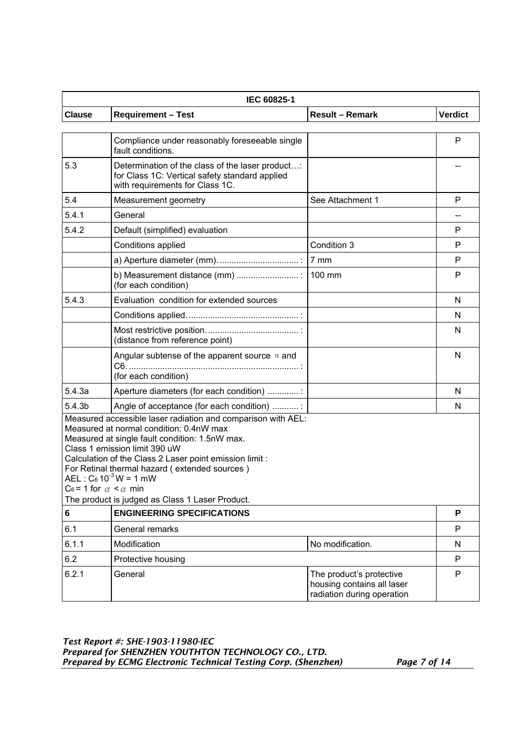| IEC 60825-1 | | | |
|---|---|---|---|
| **Clause** | **Requirement – Test** | **Result – Remark** | **Verdict** |
| | Compliance under reasonably foreseeable single fault conditions. | | P |
| 5.3 | Determination of the class of the laser product…: for Class 1C: Vertical safety standard applied with requirements for Class 1C. | | -- |
| 5.4 | Measurement geometry | See Attachment 1 | P |
| 5.4.1 | General | | -- |
| 5.4.2 | Default (simplified) evaluation | | P |
| | Conditions applied | Condition 3 | P |
| | a) Aperture diameter (mm)..................................: | 7 mm | P |
| | b) Measurement distance (mm) ..........................: (for each condition) | 100 mm | P |
| 5.4.3 | Evaluation condition for extended sources | | N |
| | Conditions applied..............................................: | | N |
| | Most restrictive position......................................: (distance from reference point) | | N |
| | Angular subtense of the apparent source α and C6.......................................................................: (for each condition) | | N |
| 5.4.3a | Aperture diameters (for each condition) .............: | | N |
| 5.4.3b | Angle of acceptance (for each condition) ...........: | | N |
| Measured accessible laser radiation and comparison with AEL:<br>Measured at normal condition: 0.4nW max<br>Measured at single fault condition: 1.5nW max.<br>Class 1 emission limit 390 uW<br>Calculation of the Class 2 Laser point emission limit :<br>For Retinal thermal hazard ( extended sources )<br>AEL : $C_6 10^{-3}$ W = 1 mW<br>$C_6 = 1$ for $\alpha < \alpha$ min<br>The product is judged as Class 1 Laser Product. | | | |
| **6** | **ENGINEERING SPECIFICATIONS** | | **P** |
| 6.1 | General remarks | | P |
| 6.1.1 | Modification | No modification. | N |
| 6.2 | Protective housing | | P |
| 6.2.1 | General | The product's protective housing contains all laser radiation during operation | P |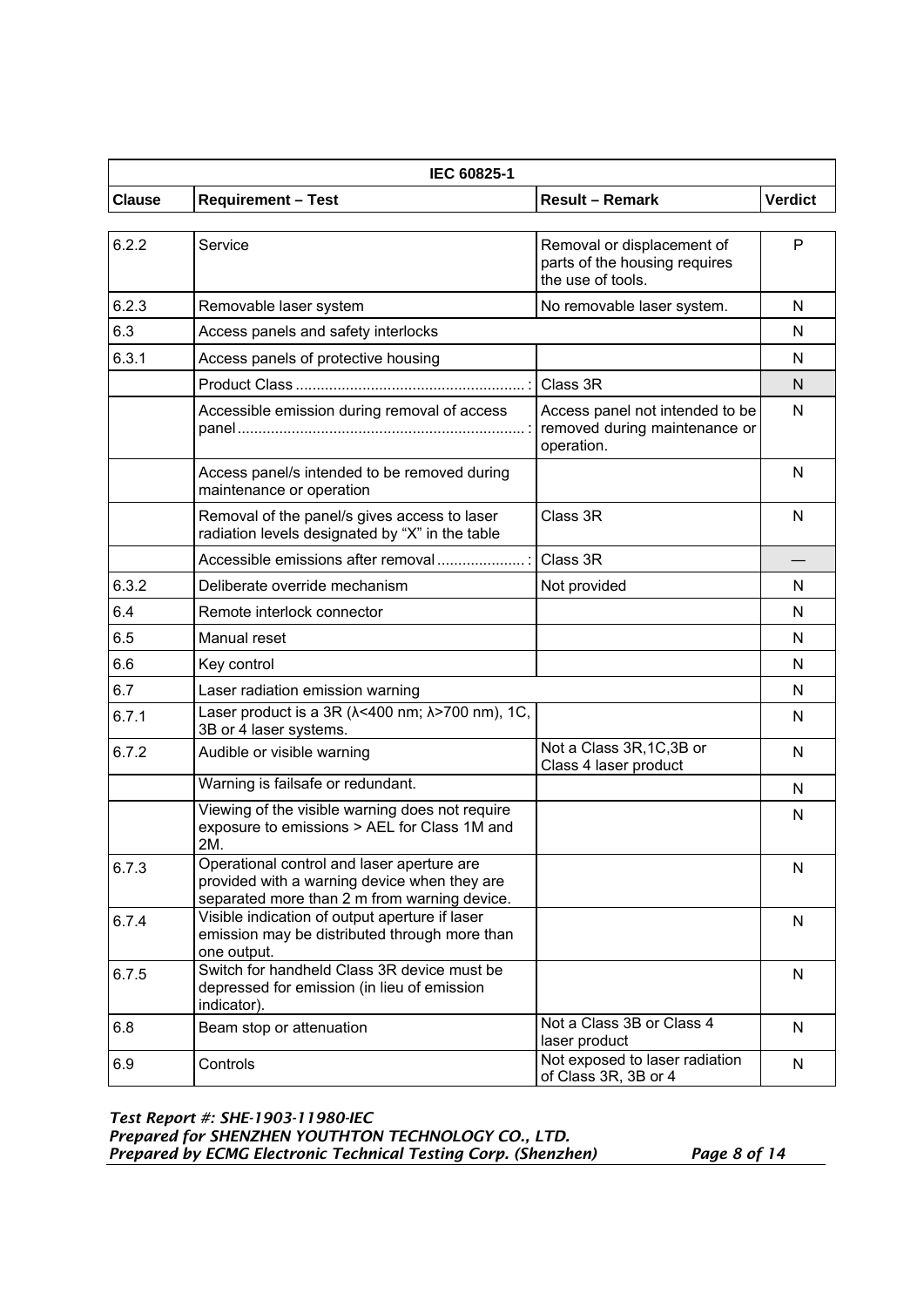| IEC 60825-1 | | | |
|---|---|---|---|
| Clause | Requirement – Test | Result – Remark | Verdict |
| 6.2.2 | Service | Removal or displacement of parts of the housing requires the use of tools. | P |
| 6.2.3 | Removable laser system | No removable laser system. | N |
| 6.3 | Access panels and safety interlocks | | N |
| 6.3.1 | Access panels of protective housing | | N |
| | Product Class ...................................................... : | Class 3R | N |
| | Accessible emission during removal of access panel .................................................................... : | Access panel not intended to be removed during maintenance or operation. | N |
| | Access panel/s intended to be removed during maintenance or operation | | N |
| | Removal of the panel/s gives access to laser radiation levels designated by "X" in the table | Class 3R | N |
| | Accessible emissions after removal .................... : | Class 3R | — |
| 6.3.2 | Deliberate override mechanism | Not provided | N |
| 6.4 | Remote interlock connector | | N |
| 6.5 | Manual reset | | N |
| 6.6 | Key control | | N |
| 6.7 | Laser radiation emission warning | | N |
| 6.7.1 | Laser product is a 3R (λ<400 nm; λ>700 nm), 1C, 3B or 4 laser systems. | | N |
| 6.7.2 | Audible or visible warning | Not a Class 3R,1C,3B or Class 4 laser product | N |
| | Warning is failsafe or redundant. | | N |
| | Viewing of the visible warning does not require exposure to emissions > AEL for Class 1M and 2M. | | N |
| 6.7.3 | Operational control and laser aperture are provided with a warning device when they are separated more than 2 m from warning device. | | N |
| 6.7.4 | Visible indication of output aperture if laser emission may be distributed through more than one output. | | N |
| 6.7.5 | Switch for handheld Class 3R device must be depressed for emission (in lieu of emission indicator). | | N |
| 6.8 | Beam stop or attenuation | Not a Class 3B or Class 4 laser product | N |
| 6.9 | Controls | Not exposed to laser radiation of Class 3R, 3B or 4 | N |

*Test Report #: SHE-1903-11980-IEC*
*Prepared for SHENZHEN YOUTHTON TECHNOLOGY CO., LTD.*
*Prepared by ECMG Electronic Technical Testing Corp. (Shenzhen)*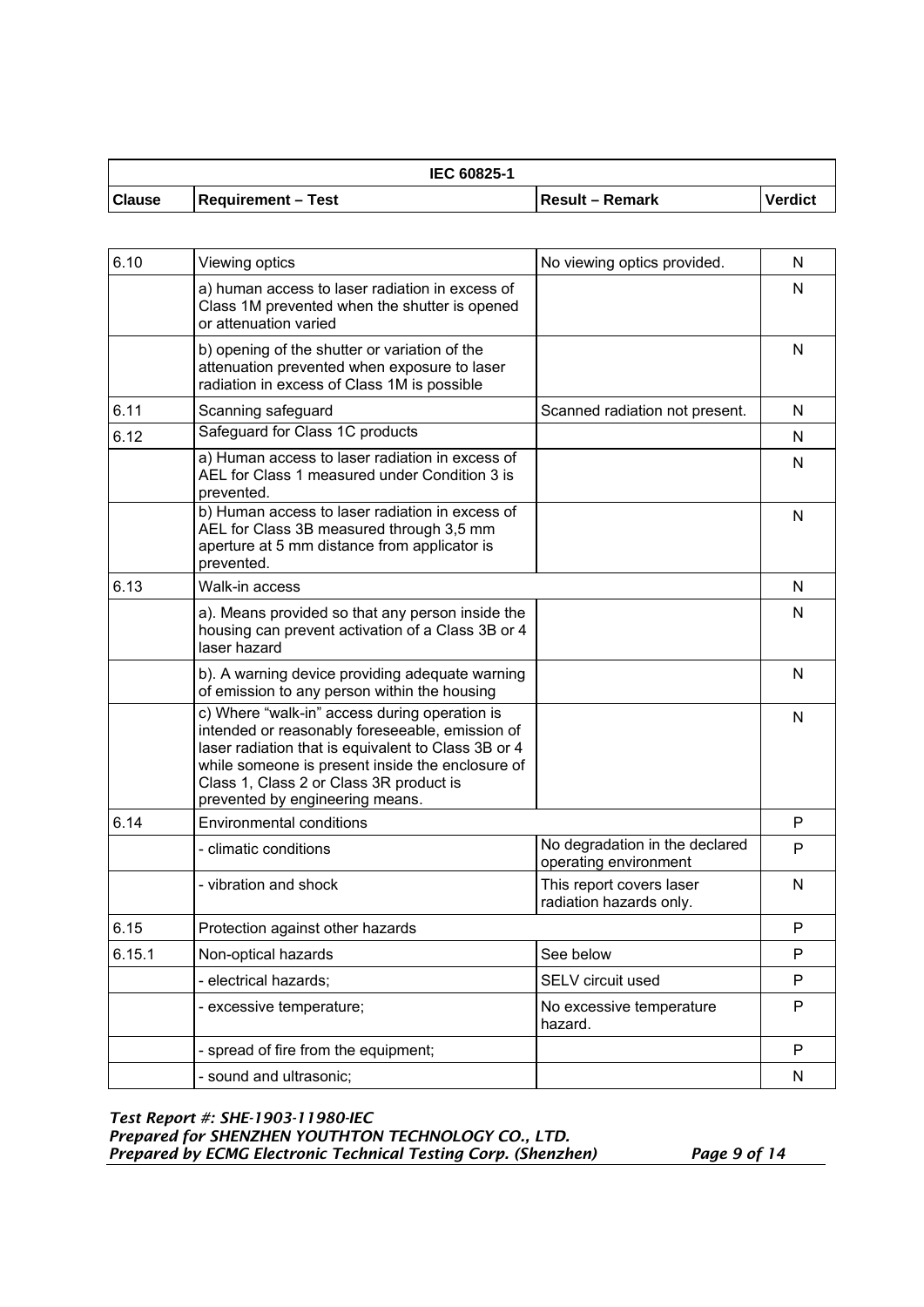| IEC 60825-1 | | | |
|---|---|---|---|
| Clause | Requirement – Test | Result – Remark | Verdict |
| 6.10 | Viewing optics | No viewing optics provided. | N |
| | a) human access to laser radiation in excess of Class 1M prevented when the shutter is opened or attenuation varied | | N |
| | b) opening of the shutter or variation of the attenuation prevented when exposure to laser radiation in excess of Class 1M is possible | | N |
| 6.11 | Scanning safeguard | Scanned radiation not present. | N |
| 6.12 | Safeguard for Class 1C products | | N |
| | a) Human access to laser radiation in excess of AEL for Class 1 measured under Condition 3 is prevented. | | N |
| | b) Human access to laser radiation in excess of AEL for Class 3B measured through 3,5 mm aperture at 5 mm distance from applicator is prevented. | | N |
| 6.13 | Walk-in access | | N |
| | a). Means provided so that any person inside the housing can prevent activation of a Class 3B or 4 laser hazard | | N |
| | b). A warning device providing adequate warning of emission to any person within the housing | | N |
| | c) Where "walk-in" access during operation is intended or reasonably foreseeable, emission of laser radiation that is equivalent to Class 3B or 4 while someone is present inside the enclosure of Class 1, Class 2 or Class 3R product is prevented by engineering means. | | N |
| 6.14 | Environmental conditions | | P |
| | - climatic conditions | No degradation in the declared operating environment | P |
| | - vibration and shock | This report covers laser radiation hazards only. | N |
| 6.15 | Protection against other hazards | | P |
| 6.15.1 | Non-optical hazards | See below | P |
| | - electrical hazards; | SELV circuit used | P |
| | - excessive temperature; | No excessive temperature hazard. | P |
| | - spread of fire from the equipment; | | P |
| | - sound and ultrasonic; | | N |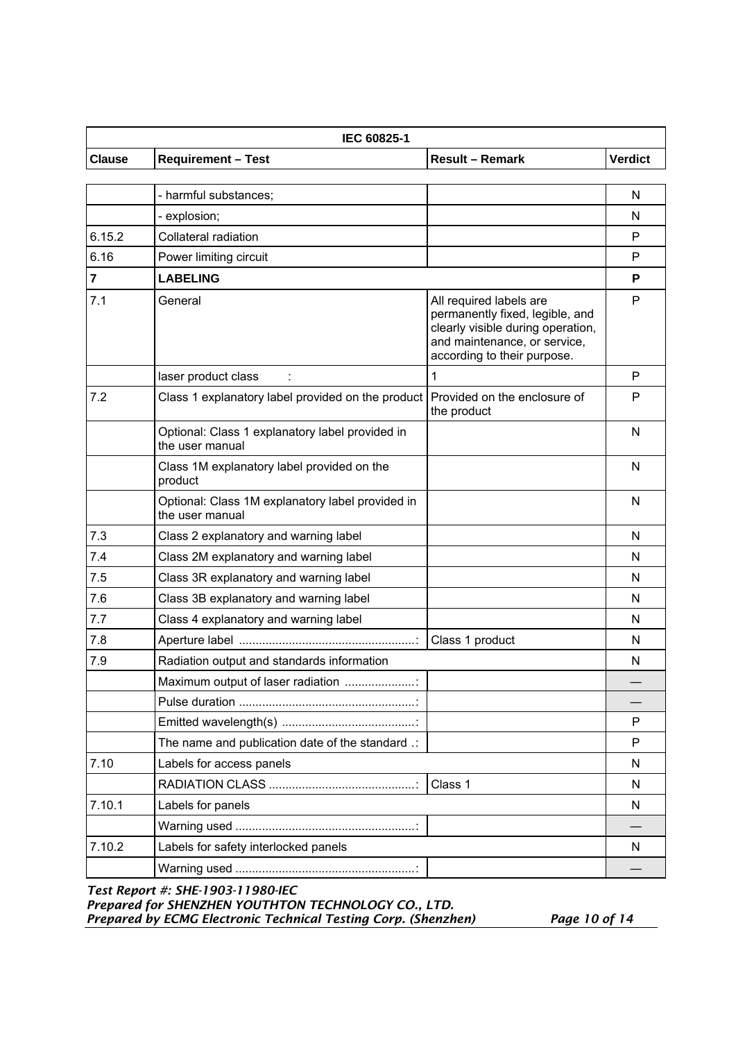| IEC 60825-1 | | | |
|---|---|---|---|
| **Clause** | **Requirement – Test** | **Result – Remark** | **Verdict** |
| | - harmful substances; | | N |
| | - explosion; | | N |
| 6.15.2 | Collateral radiation | | P |
| 6.16 | Power limiting circuit | | P |
| **7** | **LABELING** | | **P** |
| 7.1 | General | All required labels are permanently fixed, legible, and clearly visible during operation, and maintenance, or service, according to their purpose. | P |
| | laser product class : | 1 | P |
| 7.2 | Class 1 explanatory label provided on the product | Provided on the enclosure of the product | P |
| | Optional: Class 1 explanatory label provided in the user manual | | N |
| | Class 1M explanatory label provided on the product | | N |
| | Optional: Class 1M explanatory label provided in the user manual | | N |
| 7.3 | Class 2 explanatory and warning label | | N |
| 7.4 | Class 2M explanatory and warning label | | N |
| 7.5 | Class 3R explanatory and warning label | | N |
| 7.6 | Class 3B explanatory and warning label | | N |
| 7.7 | Class 4 explanatory and warning label | | N |
| 7.8 | Aperture label ....................................................: | Class 1 product | N |
| 7.9 | Radiation output and standards information | | N |
| | Maximum output of laser radiation .....................: | | — |
| | Pulse duration ....................................................: | | — |
| | Emitted wavelength(s) ........................................: | | P |
| | The name and publication date of the standard .: | | P |
| 7.10 | Labels for access panels | | N |
| | RADIATION CLASS ............................................: | Class 1 | N |
| 7.10.1 | Labels for panels | | N |
| | Warning used ......................................................: | | — |
| 7.10.2 | Labels for safety interlocked panels | | N |
| | Warning used ......................................................: | | — |

*Test Report #: SHE-1903-11980-IEC*
*Prepared for SHENZHEN YOUTHTON TECHNOLOGY CO., LTD.*
*Prepared by ECMG Electronic Technical Testing Corp. (Shenzhen)*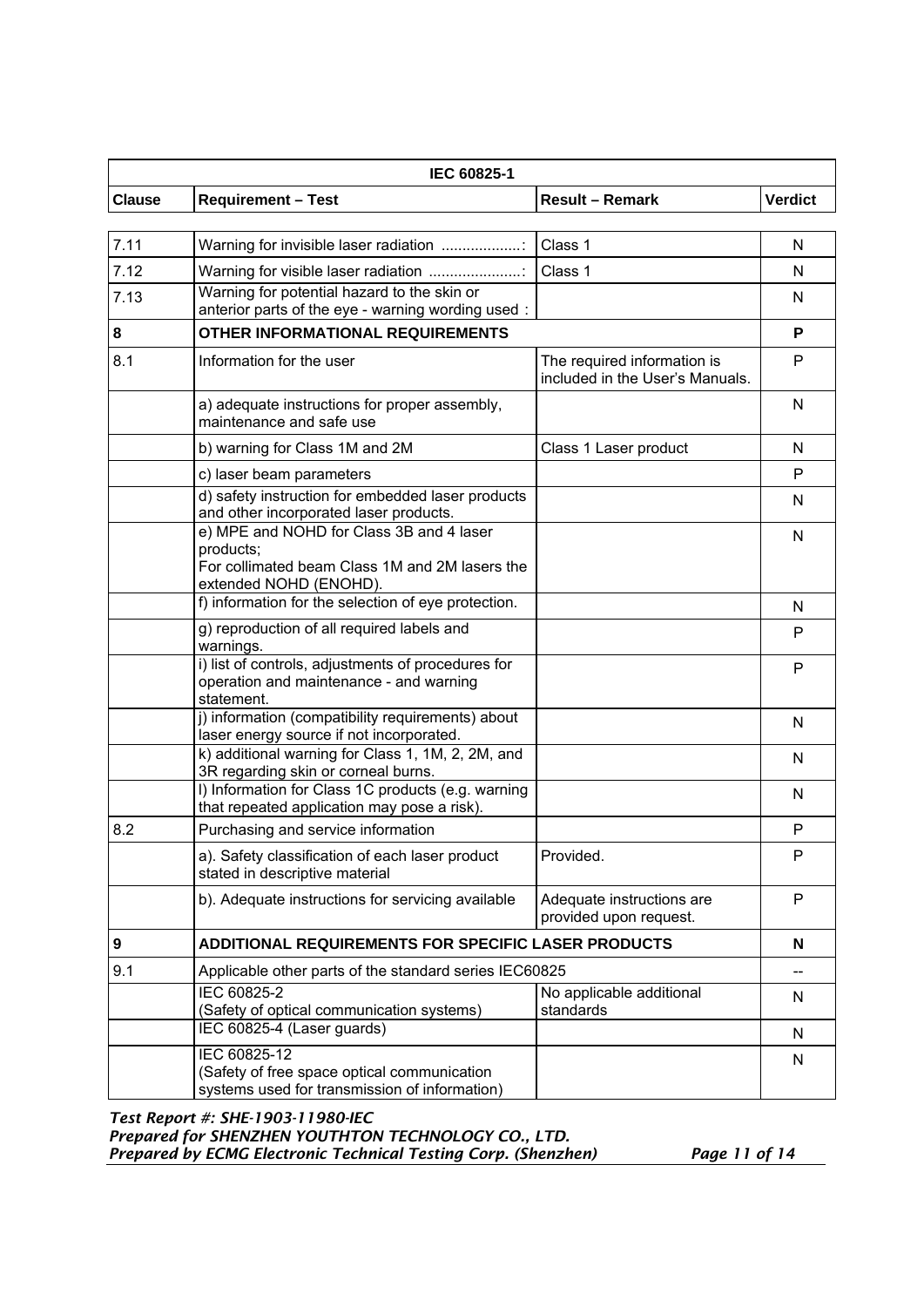| IEC 60825-1 | | | |
|---|---|---|---|
| **Clause** | **Requirement – Test** | **Result – Remark** | **Verdict** |
| 7.11 | Warning for invisible laser radiation ...................: | Class 1 | N |
| 7.12 | Warning for visible laser radiation ......................: | Class 1 | N |
| 7.13 | Warning for potential hazard to the skin or anterior parts of the eye - warning wording used : | | N |
| **8** | **OTHER INFORMATIONAL REQUIREMENTS** | | **P** |
| 8.1 | Information for the user | The required information is included in the User's Manuals. | P |
| | a) adequate instructions for proper assembly, maintenance and safe use | | N |
| | b) warning for Class 1M and 2M | Class 1 Laser product | N |
| | c) laser beam parameters | | P |
| | d) safety instruction for embedded laser products and other incorporated laser products. | | N |
| | e) MPE and NOHD for Class 3B and 4 laser products; For collimated beam Class 1M and 2M lasers the extended NOHD (ENOHD). | | N |
| | f) information for the selection of eye protection. | | N |
| | g) reproduction of all required labels and warnings. | | P |
| | i) list of controls, adjustments of procedures for operation and maintenance - and warning statement. | | P |
| | j) information (compatibility requirements) about laser energy source if not incorporated. | | N |
| | k) additional warning for Class 1, 1M, 2, 2M, and 3R regarding skin or corneal burns. | | N |
| | l) Information for Class 1C products (e.g. warning that repeated application may pose a risk). | | N |
| 8.2 | Purchasing and service information | | P |
| | a). Safety classification of each laser product stated in descriptive material | Provided. | P |
| | b). Adequate instructions for servicing available | Adequate instructions are provided upon request. | P |
| **9** | **ADDITIONAL REQUIREMENTS FOR SPECIFIC LASER PRODUCTS** | | **N** |
| 9.1 | Applicable other parts of the standard series IEC60825 | | -- |
| | IEC 60825-2 (Safety of optical communication systems) | No applicable additional standards | N |
| | IEC 60825-4 (Laser guards) | | N |
| | IEC 60825-12 (Safety of free space optical communication systems used for transmission of information) | | N |

*Test Report #: SHE-1903-11980-IEC*
*Prepared for SHENZHEN YOUTHTON TECHNOLOGY CO., LTD.*
*Prepared by ECMG Electronic Technical Testing Corp. (Shenzhen)*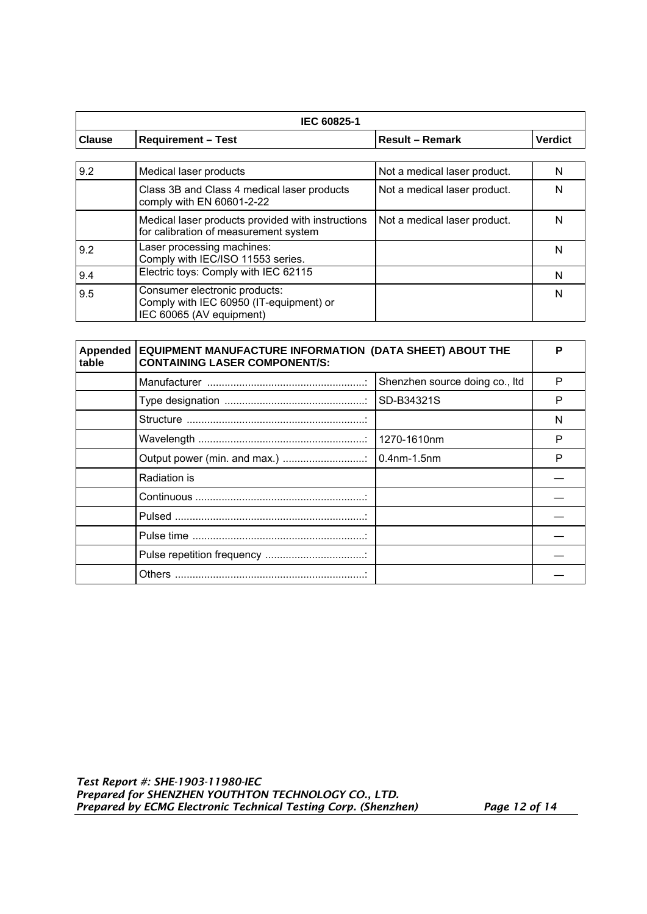| IEC 60825-1 | | | |
|---|---|---|---|
| **Clause** | **Requirement – Test** | **Result – Remark** | **Verdict** |
| 9.2 | Medical laser products | Not a medical laser product. | N |
| | Class 3B and Class 4 medical laser products comply with EN 60601-2-22 | Not a medical laser product. | N |
| | Medical laser products provided with instructions for calibration of measurement system | Not a medical laser product. | N |
| 9.2 | Laser processing machines: Comply with IEC/ISO 11553 series. | | N |
| 9.4 | Electric toys: Comply with IEC 62115 | | N |
| 9.5 | Consumer electronic products: Comply with IEC 60950 (IT-equipment) or IEC 60065 (AV equipment) | | N |

| Appended table | EQUIPMENT MANUFACTURE INFORMATION (DATA SHEET) ABOUT THE CONTAINING LASER COMPONENT/S: | | P |
|---|---|---|---|
| | Manufacturer .......................................................: | Shenzhen source doing co., ltd | P |
| | Type designation ................................................: | SD-B34321S | P |
| | Structure .............................................................: | | N |
| | Wavelength .........................................................: | 1270-1610nm | P |
| | Output power (min. and max.) ............................: | 0.4nm-1.5nm | P |
| | Radiation is | | — |
| | Continuous ..........................................................: | | — |
| | Pulsed .................................................................: | | — |
| | Pulse time ...........................................................: | | — |
| | Pulse repetition frequency ..................................: | | — |
| | Others .................................................................: | | — |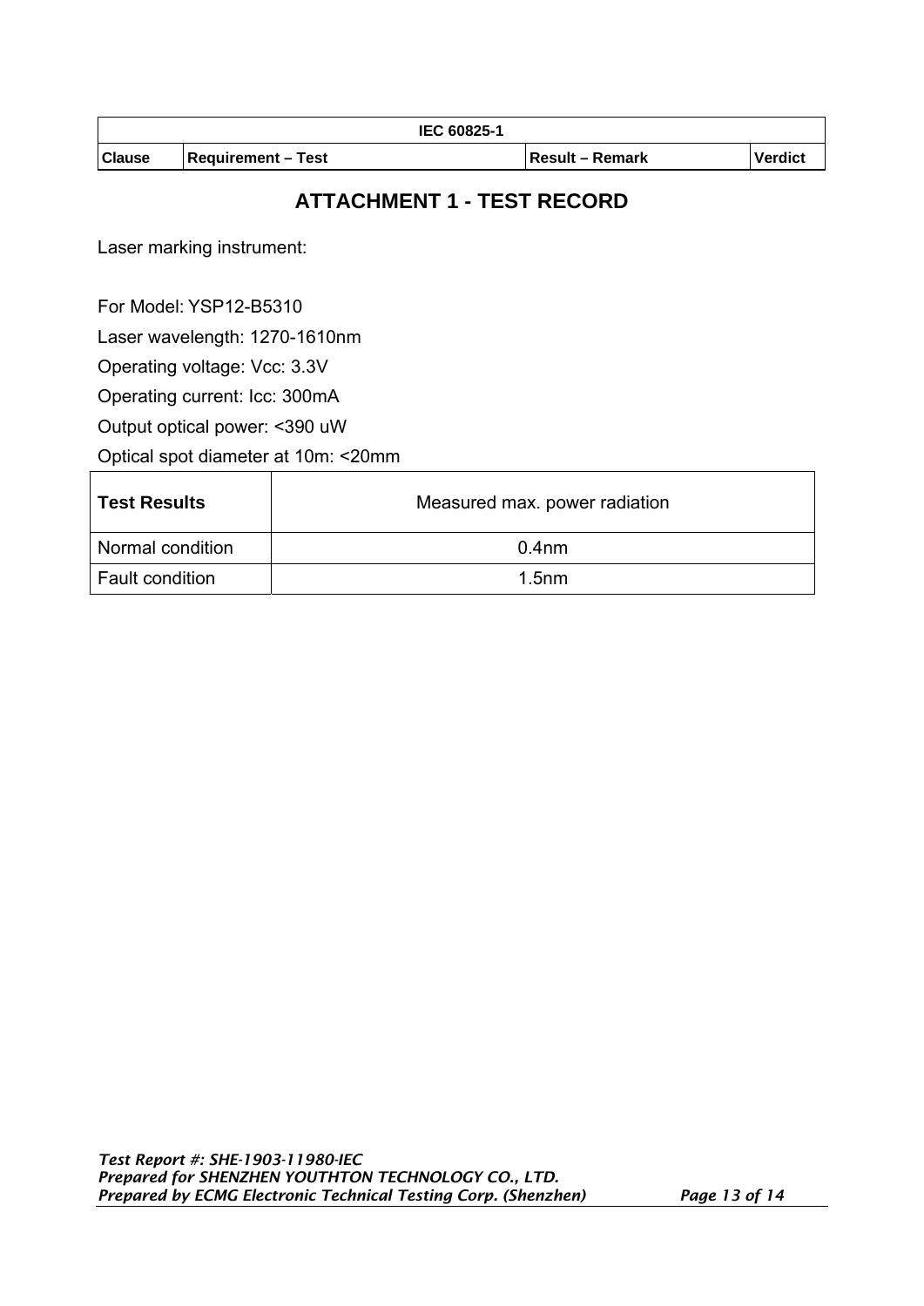## ATTACHMENT 1 - TEST RECORD

Laser marking instrument:

For Model: YSP12-B5310

Laser wavelength: 1270-1610nm

Operating voltage: Vcc: 3.3V

Operating current: Icc: 300mA

Output optical power: <390 uW

Optical spot diameter at 10m: <20mm

| **Test Results** | Measured max. power radiation |
|---|---|
| Normal condition | 0.4nm |
| Fault condition | 1.5nm |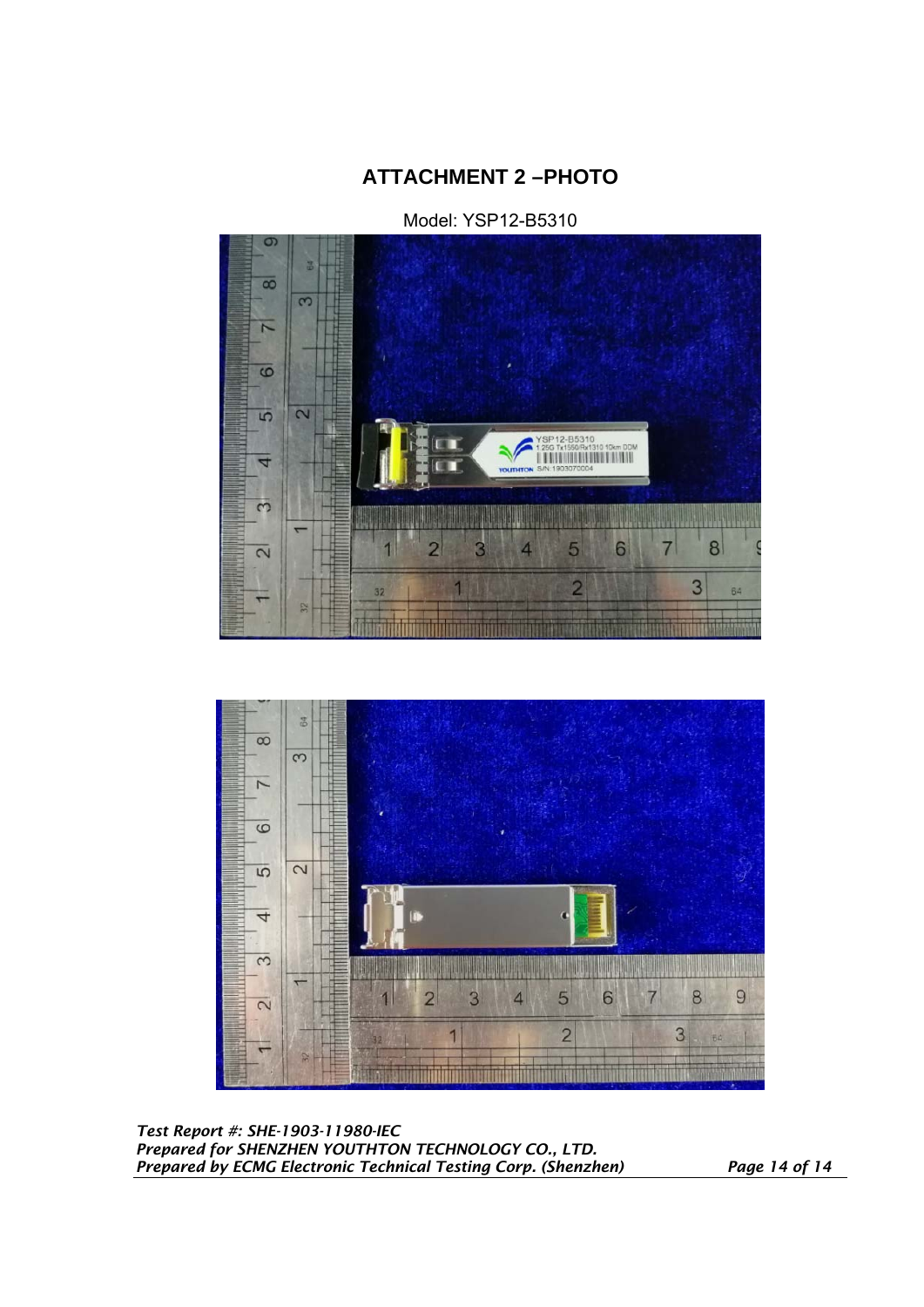# ATTACHMENT 2 –PHOTO

Model: YSP12-B5310